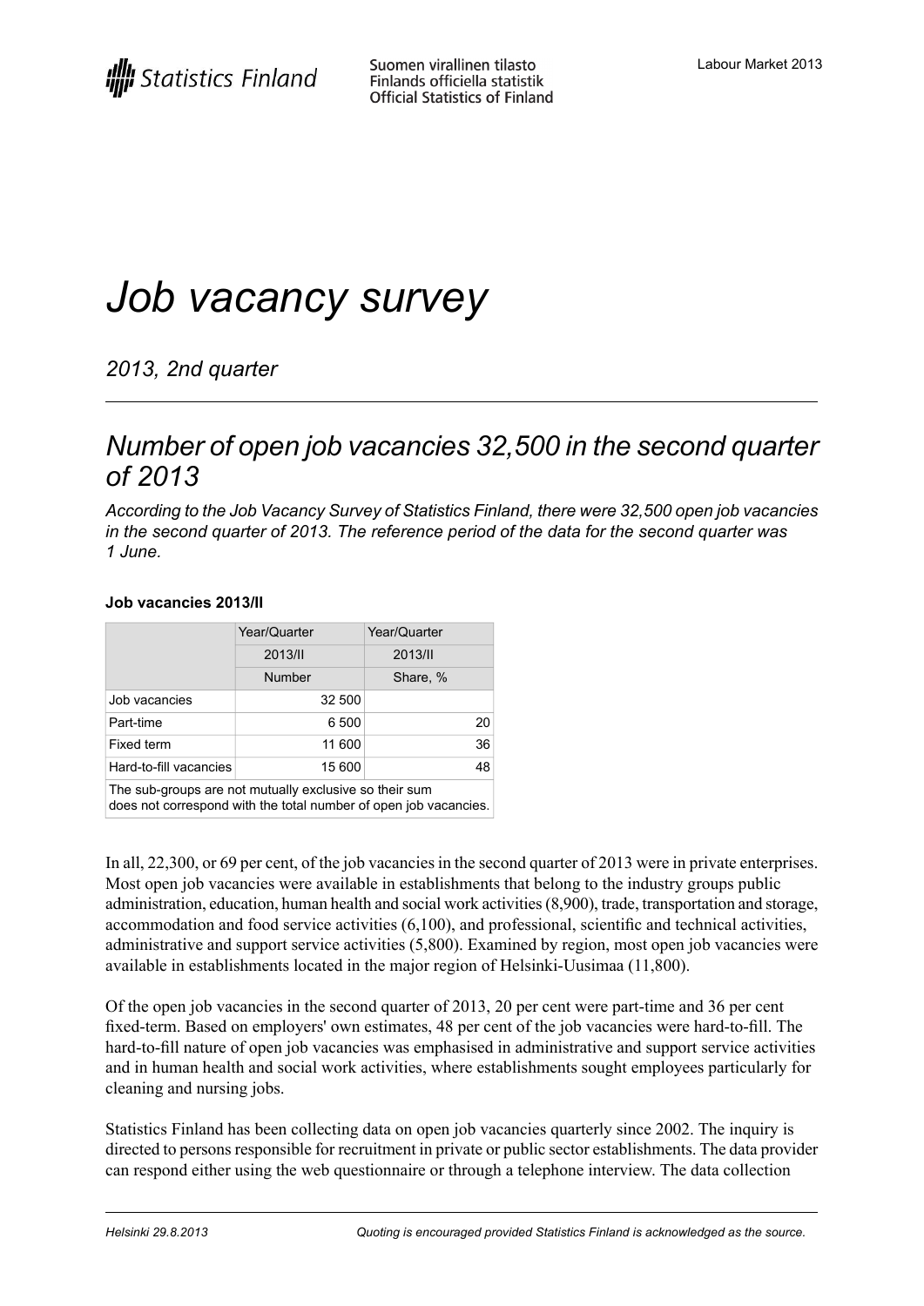Statistics Finland

Suomen virallinen tilasto
Finlands officiella statistik
Official Statistics of Finland

Labour Market 2013

# *Job vacancy survey*

*2013, 2nd quarter*

## *Number of open job vacancies 32,500 in the second quarter of 2013*

*According to the Job Vacancy Survey of Statistics Finland, there were 32,500 open job vacancies in the second quarter of 2013. The reference period of the data for the second quarter was 1 June.*

**Job vacancies 2013/II**

| | Year/Quarter | Year/Quarter |
|---|---|---|
| | 2013/II | 2013/II |
| | Number | Share, % |
| Job vacancies | 32 500 | |
| Part-time | 6 500 | 20 |
| Fixed term | 11 600 | 36 |
| Hard-to-fill vacancies | 15 600 | 48 |
| The sub-groups are not mutually exclusive so their sum does not correspond with the total number of open job vacancies. | | |

In all, 22,300, or 69 per cent, of the job vacancies in the second quarter of 2013 were in private enterprises. Most open job vacancies were available in establishments that belong to the industry groups public administration, education, human health and social work activities (8,900), trade, transportation and storage, accommodation and food service activities (6,100), and professional, scientific and technical activities, administrative and support service activities (5,800). Examined by region, most open job vacancies were available in establishments located in the major region of Helsinki-Uusimaa (11,800).

Of the open job vacancies in the second quarter of 2013, 20 per cent were part-time and 36 per cent fixed-term. Based on employers' own estimates, 48 per cent of the job vacancies were hard-to-fill. The hard-to-fill nature of open job vacancies was emphasised in administrative and support service activities and in human health and social work activities, where establishments sought employees particularly for cleaning and nursing jobs.

Statistics Finland has been collecting data on open job vacancies quarterly since 2002. The inquiry is directed to persons responsible for recruitment in private or public sector establishments. The data provider can respond either using the web questionnaire or through a telephone interview. The data collection

Helsinki 29.8.2013

Quoting is encouraged provided Statistics Finland is acknowledged as the source.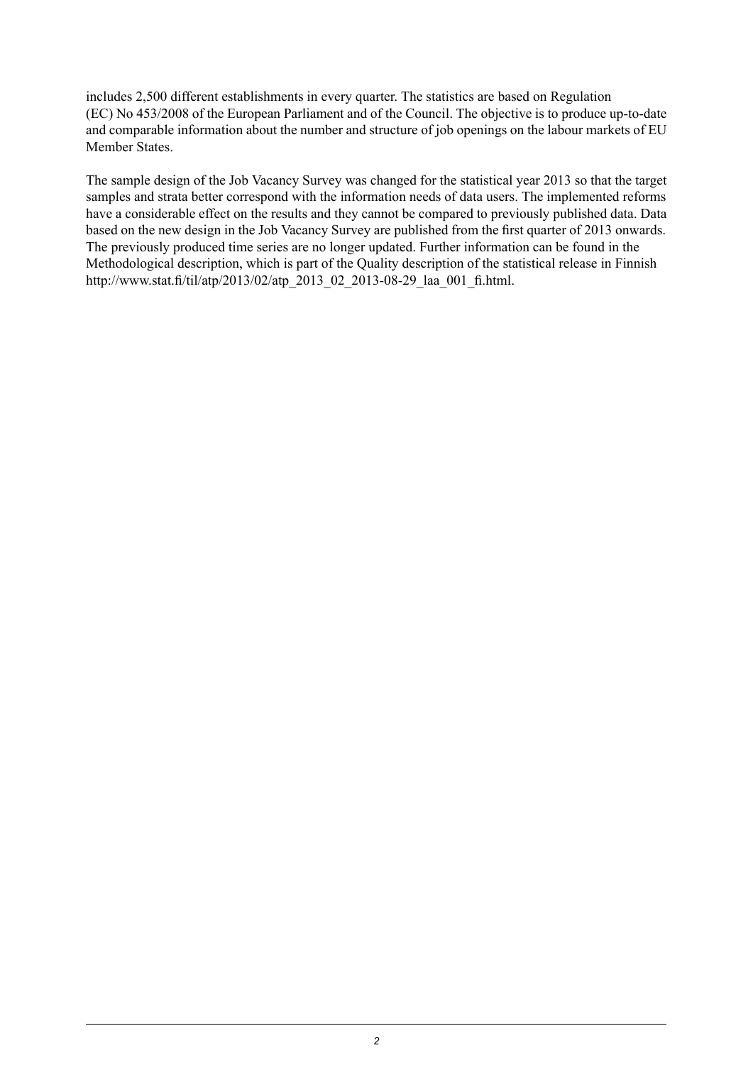includes 2,500 different establishments in every quarter. The statistics are based on Regulation (EC) No 453/2008 of the European Parliament and of the Council. The objective is to produce up-to-date and comparable information about the number and structure of job openings on the labour markets of EU Member States.

The sample design of the Job Vacancy Survey was changed for the statistical year 2013 so that the target samples and strata better correspond with the information needs of data users. The implemented reforms have a considerable effect on the results and they cannot be compared to previously published data. Data based on the new design in the Job Vacancy Survey are published from the first quarter of 2013 onwards. The previously produced time series are no longer updated. Further information can be found in the Methodological description, which is part of the Quality description of the statistical release in Finnish http://www.stat.fi/til/atp/2013/02/atp_2013_02_2013-08-29_laa_001_fi.html.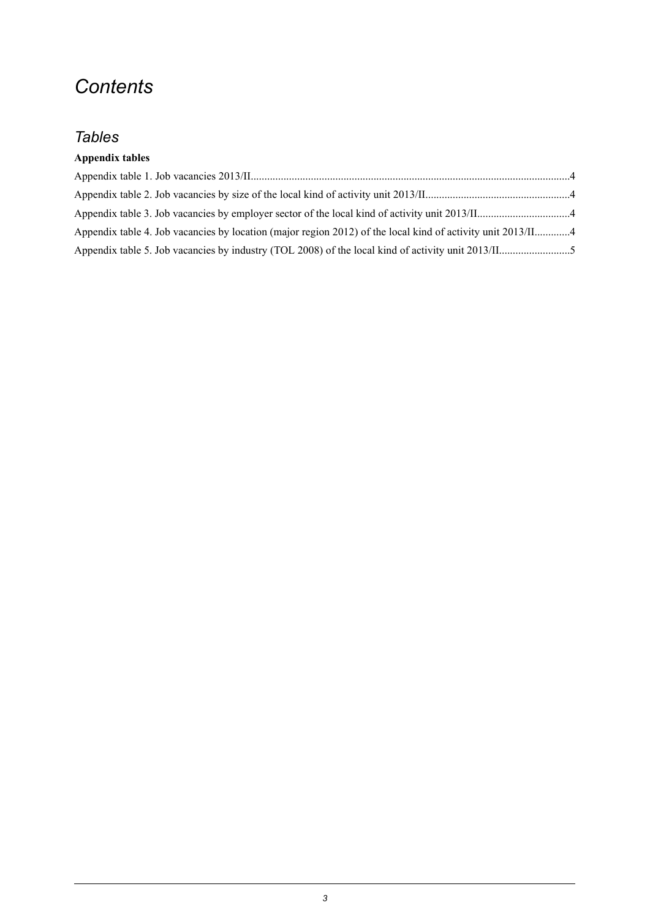# *Contents*

## *Tables*

**Appendix tables**

Appendix table 1. Job vacancies 2013/II....................................................................................................................4

Appendix table 2. Job vacancies by size of the local kind of activity unit 2013/II....................................................4

Appendix table 3. Job vacancies by employer sector of the local kind of activity unit 2013/II.................................4

Appendix table 4. Job vacancies by location (major region 2012) of the local kind of activity unit 2013/II.............4

Appendix table 5. Job vacancies by industry (TOL 2008) of the local kind of activity unit 2013/II..........................5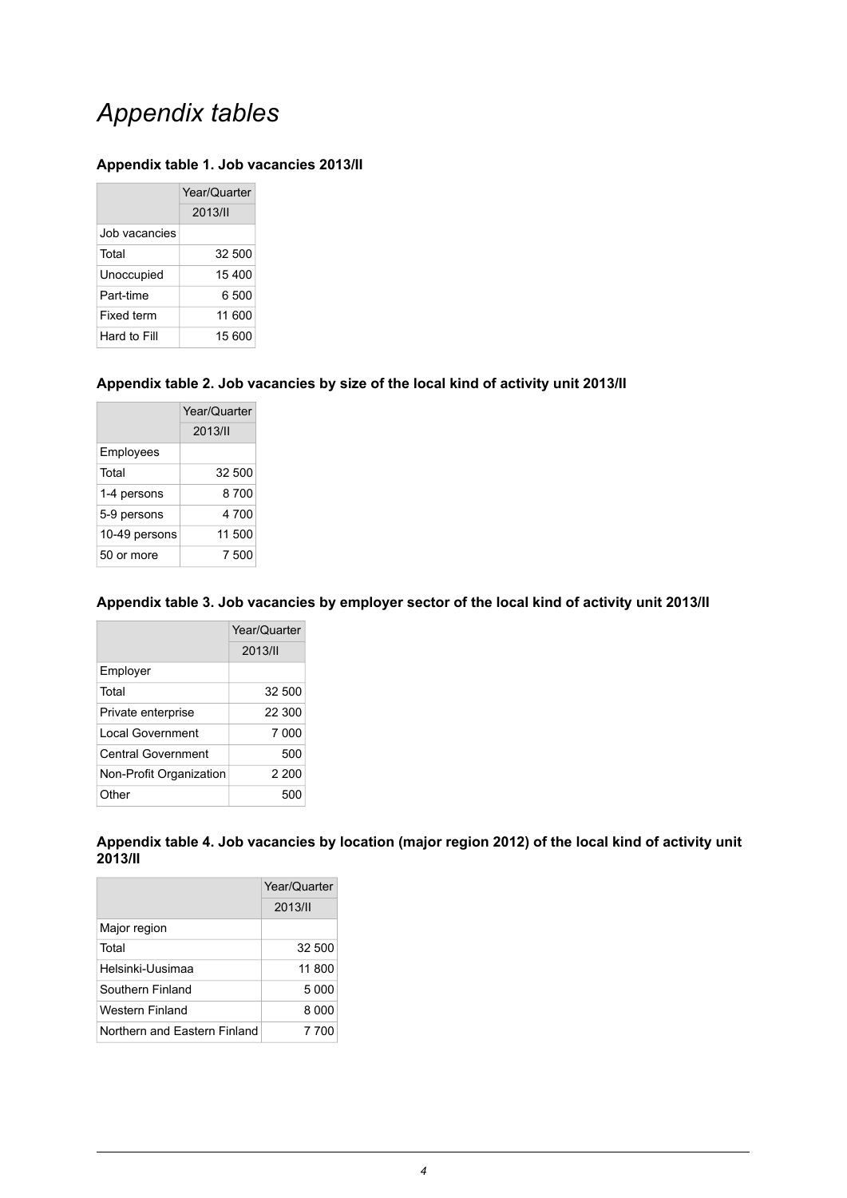# *Appendix tables*

### Appendix table 1. Job vacancies 2013/II

| | Year/Quarter |
|---|---|
| | 2013/II |
| Job vacancies | |
| Total | 32 500 |
| Unoccupied | 15 400 |
| Part-time | 6 500 |
| Fixed term | 11 600 |
| Hard to Fill | 15 600 |

### Appendix table 2. Job vacancies by size of the local kind of activity unit 2013/II

| | Year/Quarter |
|---|---|
| | 2013/II |
| Employees | |
| Total | 32 500 |
| 1-4 persons | 8 700 |
| 5-9 persons | 4 700 |
| 10-49 persons | 11 500 |
| 50 or more | 7 500 |

### Appendix table 3. Job vacancies by employer sector of the local kind of activity unit 2013/II

| | Year/Quarter |
|---|---|
| | 2013/II |
| Employer | |
| Total | 32 500 |
| Private enterprise | 22 300 |
| Local Government | 7 000 |
| Central Government | 500 |
| Non-Profit Organization | 2 200 |
| Other | 500 |

### Appendix table 4. Job vacancies by location (major region 2012) of the local kind of activity unit 2013/II

| | Year/Quarter |
|---|---|
| | 2013/II |
| Major region | |
| Total | 32 500 |
| Helsinki-Uusimaa | 11 800 |
| Southern Finland | 5 000 |
| Western Finland | 8 000 |
| Northern and Eastern Finland | 7 700 |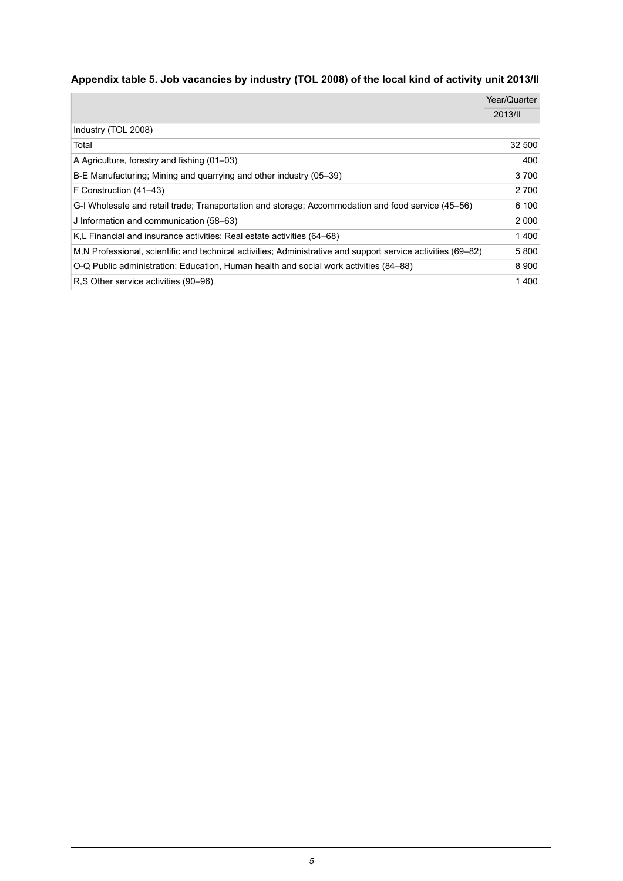### Appendix table 5. Job vacancies by industry (TOL 2008) of the local kind of activity unit 2013/II

| | Year/Quarter |
|---|---|
| | 2013/II |
| Industry (TOL 2008) | |
| Total | 32 500 |
| A Agriculture, forestry and fishing (01–03) | 400 |
| B-E Manufacturing; Mining and quarrying and other industry (05–39) | 3 700 |
| F Construction (41–43) | 2 700 |
| G-I Wholesale and retail trade; Transportation and storage; Accommodation and food service (45–56) | 6 100 |
| J Information and communication (58–63) | 2 000 |
| K,L Financial and insurance activities; Real estate activities (64–68) | 1 400 |
| M,N Professional, scientific and technical activities; Administrative and support service activities (69–82) | 5 800 |
| O-Q Public administration; Education, Human health and social work activities (84–88) | 8 900 |
| R,S Other service activities (90–96) | 1 400 |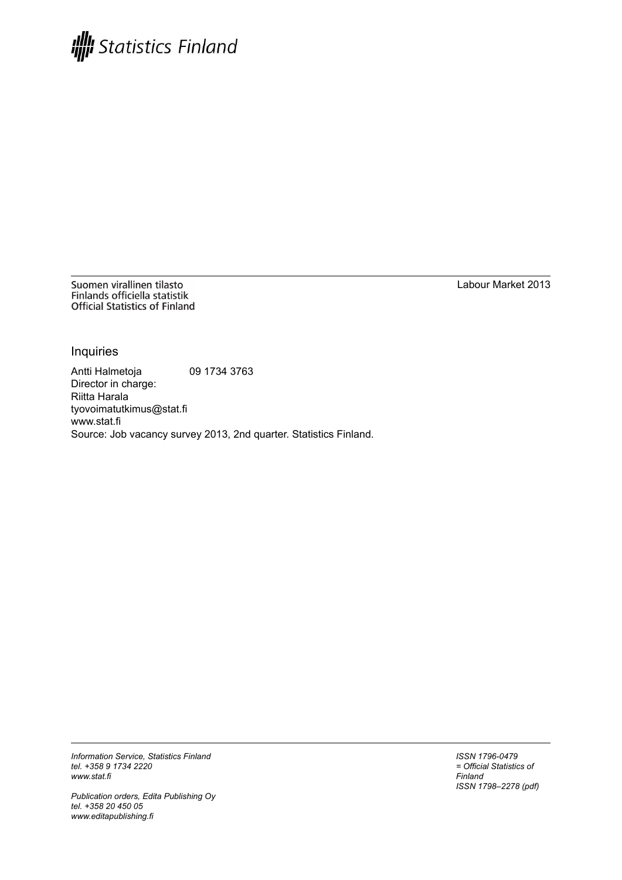Statistics Finland

Suomen virallinen tilasto
Finlands officiella statistik
**Official Statistics of Finland**

Labour Market 2013

## Inquiries

Antti Halmetoja 09 1734 3763
Director in charge:
Riitta Harala
tyovoimatutkimus@stat.fi
www.stat.fi
Source: Job vacancy survey 2013, 2nd quarter. Statistics Finland.

*Information Service, Statistics Finland*
*tel. +358 9 1734 2220*
*www.stat.fi*

*Publication orders, Edita Publishing Oy*
*tel. +358 20 450 05*
*www.editapublishing.fi*

*ISSN 1796-0479*
*= Official Statistics of Finland*
*ISSN 1798–2278 (pdf)*